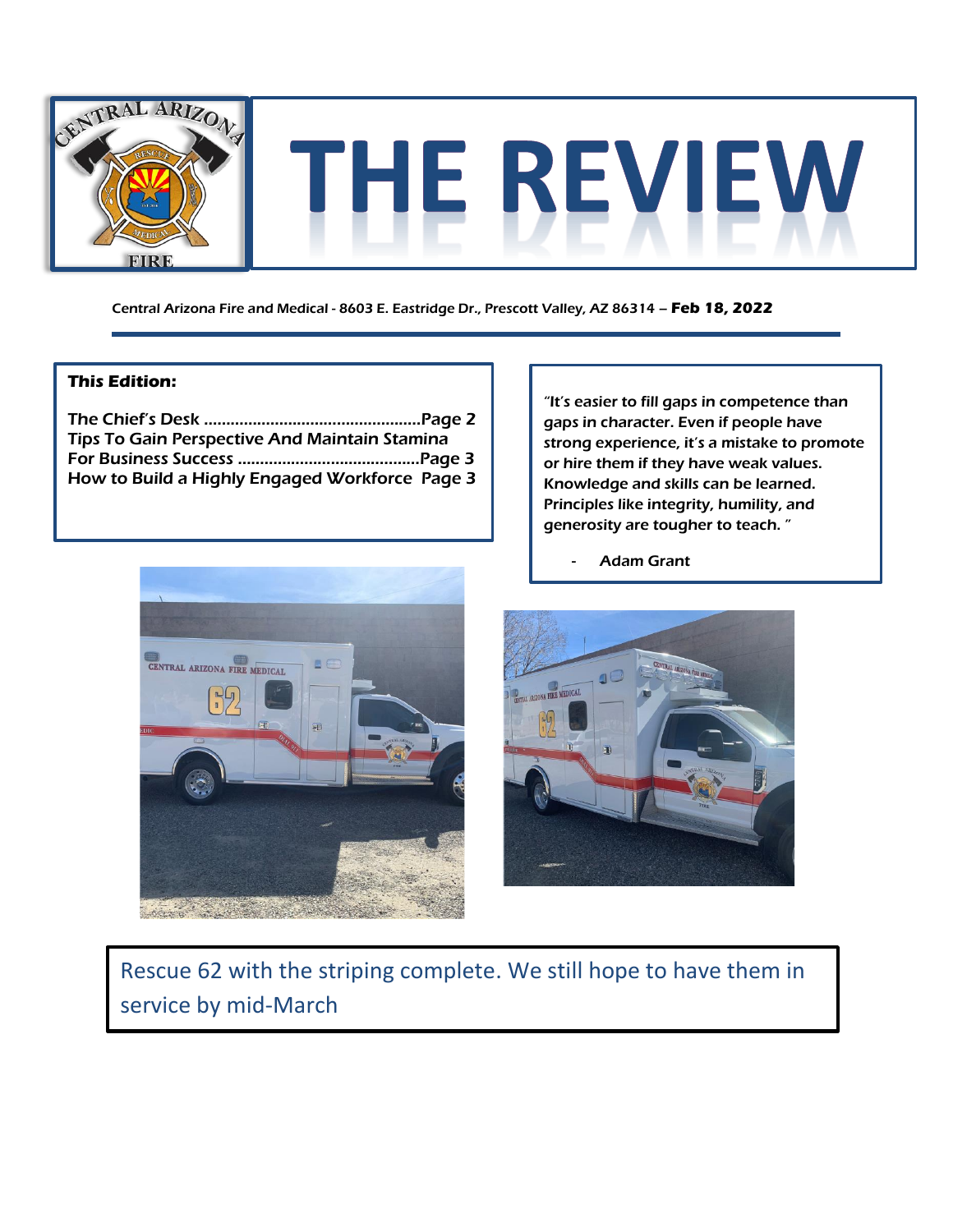# THE REVIEW

Central Arizona Fire and Medical - 8603 E. Eastridge Dr., Prescott Valley, AZ 86314 – **Feb 18, 2022**

**This Edition:**

The Chief's Desk ................................................Page 2
Tips To Gain Perspective And Maintain Stamina For Business Success ........................................Page 3
How to Build a Highly Engaged Workforce Page 3

*"It's easier to fill gaps in competence than gaps in character. Even if people have strong experience, it's a mistake to promote or hire them if they have weak values. Knowledge and skills can be learned. Principles like integrity, humility, and generosity are tougher to teach. "*

- *Adam Grant*

Rescue 62 with the striping complete. We still hope to have them in service by mid-March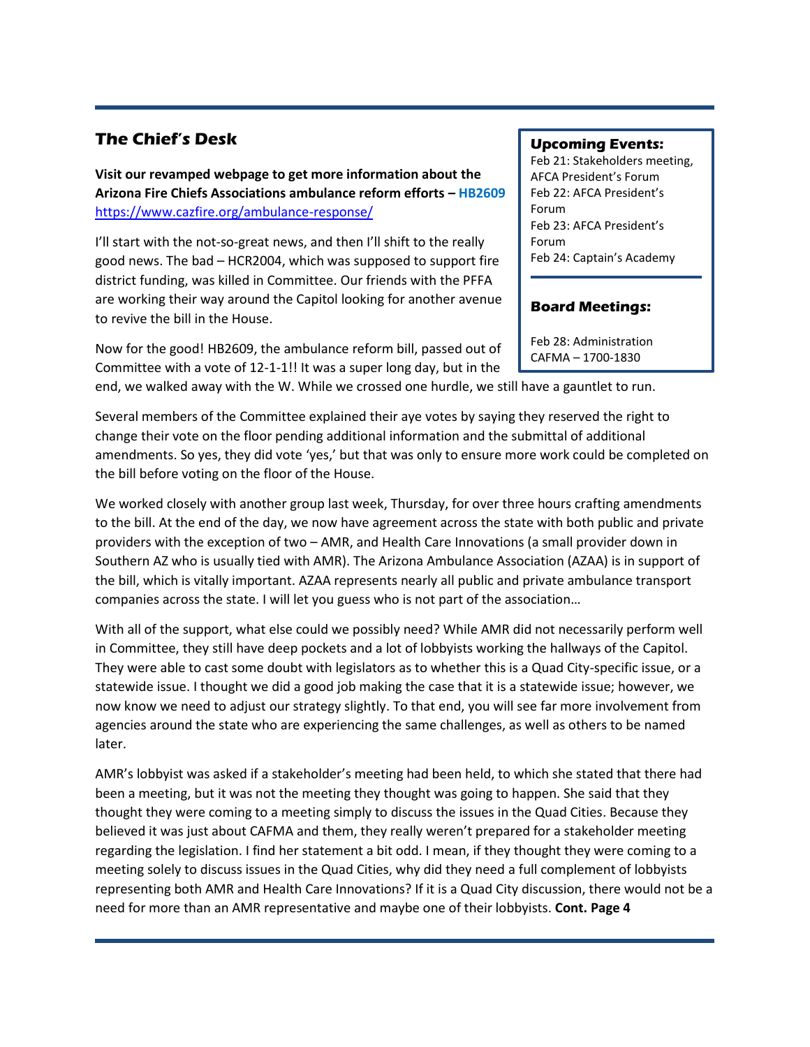## The Chief's Desk

**Visit our revamped webpage to get more information about the Arizona Fire Chiefs Associations ambulance reform efforts – HB2609** https://www.cazfire.org/ambulance-response/

I'll start with the not-so-great news, and then I'll shift to the really good news. The bad – HCR2004, which was supposed to support fire district funding, was killed in Committee. Our friends with the PFFA are working their way around the Capitol looking for another avenue to revive the bill in the House.

Now for the good! HB2609, the ambulance reform bill, passed out of Committee with a vote of 12-1-1!! It was a super long day, but in the end, we walked away with the W. While we crossed one hurdle, we still have a gauntlet to run.

Several members of the Committee explained their aye votes by saying they reserved the right to change their vote on the floor pending additional information and the submittal of additional amendments. So yes, they did vote 'yes,' but that was only to ensure more work could be completed on the bill before voting on the floor of the House.

We worked closely with another group last week, Thursday, for over three hours crafting amendments to the bill. At the end of the day, we now have agreement across the state with both public and private providers with the exception of two – AMR, and Health Care Innovations (a small provider down in Southern AZ who is usually tied with AMR). The Arizona Ambulance Association (AZAA) is in support of the bill, which is vitally important. AZAA represents nearly all public and private ambulance transport companies across the state. I will let you guess who is not part of the association…

With all of the support, what else could we possibly need? While AMR did not necessarily perform well in Committee, they still have deep pockets and a lot of lobbyists working the hallways of the Capitol. They were able to cast some doubt with legislators as to whether this is a Quad City-specific issue, or a statewide issue. I thought we did a good job making the case that it is a statewide issue; however, we now know we need to adjust our strategy slightly. To that end, you will see far more involvement from agencies around the state who are experiencing the same challenges, as well as others to be named later.

AMR's lobbyist was asked if a stakeholder's meeting had been held, to which she stated that there had been a meeting, but it was not the meeting they thought was going to happen. She said that they thought they were coming to a meeting simply to discuss the issues in the Quad Cities. Because they believed it was just about CAFMA and them, they really weren't prepared for a stakeholder meeting regarding the legislation. I find her statement a bit odd. I mean, if they thought they were coming to a meeting solely to discuss issues in the Quad Cities, why did they need a full complement of lobbyists representing both AMR and Health Care Innovations? If it is a Quad City discussion, there would not be a need for more than an AMR representative and maybe one of their lobbyists. **Cont. Page 4**

### Upcoming Events:

Feb 21: Stakeholders meeting, AFCA President's Forum
Feb 22: AFCA President's Forum
Feb 23: AFCA President's Forum
Feb 24: Captain's Academy

### Board Meetings:

Feb 28: Administration CAFMA – 1700-1830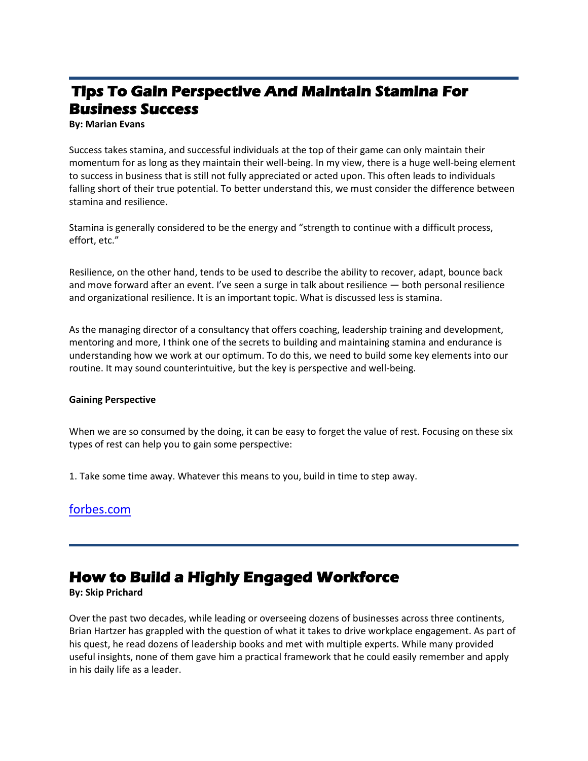## Tips To Gain Perspective And Maintain Stamina For Business Success

**By: Marian Evans**

Success takes stamina, and successful individuals at the top of their game can only maintain their momentum for as long as they maintain their well-being. In my view, there is a huge well-being element to success in business that is still not fully appreciated or acted upon. This often leads to individuals falling short of their true potential. To better understand this, we must consider the difference between stamina and resilience.

Stamina is generally considered to be the energy and "strength to continue with a difficult process, effort, etc."

Resilience, on the other hand, tends to be used to describe the ability to recover, adapt, bounce back and move forward after an event. I've seen a surge in talk about resilience — both personal resilience and organizational resilience. It is an important topic. What is discussed less is stamina.

As the managing director of a consultancy that offers coaching, leadership training and development, mentoring and more, I think one of the secrets to building and maintaining stamina and endurance is understanding how we work at our optimum. To do this, we need to build some key elements into our routine. It may sound counterintuitive, but the key is perspective and well-being.

**Gaining Perspective**

When we are so consumed by the doing, it can be easy to forget the value of rest. Focusing on these six types of rest can help you to gain some perspective:

1. Take some time away. Whatever this means to you, build in time to step away.

forbes.com

## How to Build a Highly Engaged Workforce

**By: Skip Prichard**

Over the past two decades, while leading or overseeing dozens of businesses across three continents, Brian Hartzer has grappled with the question of what it takes to drive workplace engagement. As part of his quest, he read dozens of leadership books and met with multiple experts. While many provided useful insights, none of them gave him a practical framework that he could easily remember and apply in his daily life as a leader.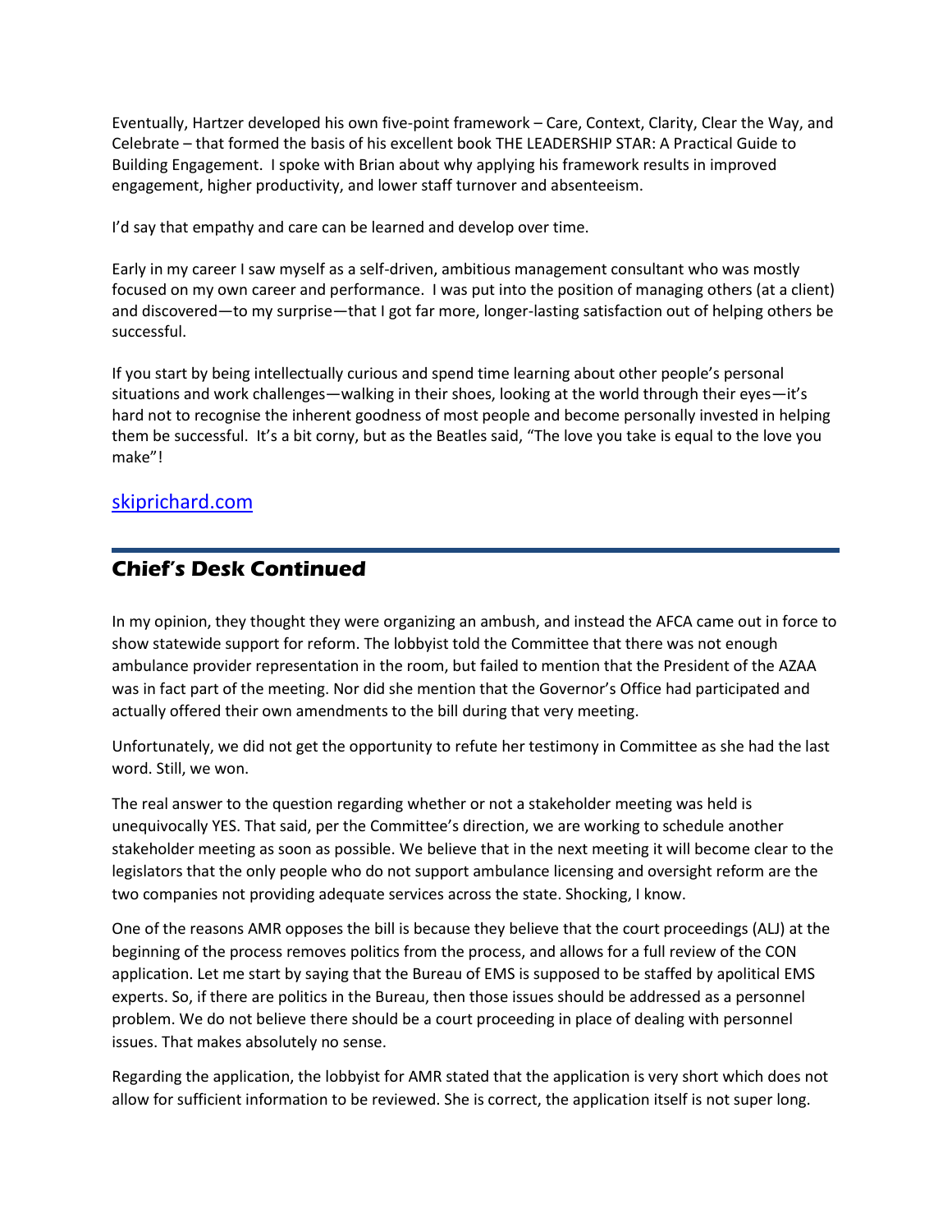Eventually, Hartzer developed his own five-point framework – Care, Context, Clarity, Clear the Way, and Celebrate – that formed the basis of his excellent book THE LEADERSHIP STAR: A Practical Guide to Building Engagement. I spoke with Brian about why applying his framework results in improved engagement, higher productivity, and lower staff turnover and absenteeism.

I'd say that empathy and care can be learned and develop over time.

Early in my career I saw myself as a self-driven, ambitious management consultant who was mostly focused on my own career and performance. I was put into the position of managing others (at a client) and discovered—to my surprise—that I got far more, longer-lasting satisfaction out of helping others be successful.

If you start by being intellectually curious and spend time learning about other people's personal situations and work challenges—walking in their shoes, looking at the world through their eyes—it's hard not to recognise the inherent goodness of most people and become personally invested in helping them be successful. It's a bit corny, but as the Beatles said, "The love you take is equal to the love you make"!

[skiprichard.com](skiprichard.com)

---

## Chief's Desk Continued

In my opinion, they thought they were organizing an ambush, and instead the AFCA came out in force to show statewide support for reform. The lobbyist told the Committee that there was not enough ambulance provider representation in the room, but failed to mention that the President of the AZAA was in fact part of the meeting. Nor did she mention that the Governor's Office had participated and actually offered their own amendments to the bill during that very meeting.

Unfortunately, we did not get the opportunity to refute her testimony in Committee as she had the last word. Still, we won.

The real answer to the question regarding whether or not a stakeholder meeting was held is unequivocally YES. That said, per the Committee's direction, we are working to schedule another stakeholder meeting as soon as possible. We believe that in the next meeting it will become clear to the legislators that the only people who do not support ambulance licensing and oversight reform are the two companies not providing adequate services across the state. Shocking, I know.

One of the reasons AMR opposes the bill is because they believe that the court proceedings (ALJ) at the beginning of the process removes politics from the process, and allows for a full review of the CON application. Let me start by saying that the Bureau of EMS is supposed to be staffed by apolitical EMS experts. So, if there are politics in the Bureau, then those issues should be addressed as a personnel problem. We do not believe there should be a court proceeding in place of dealing with personnel issues. That makes absolutely no sense.

Regarding the application, the lobbyist for AMR stated that the application is very short which does not allow for sufficient information to be reviewed. She is correct, the application itself is not super long.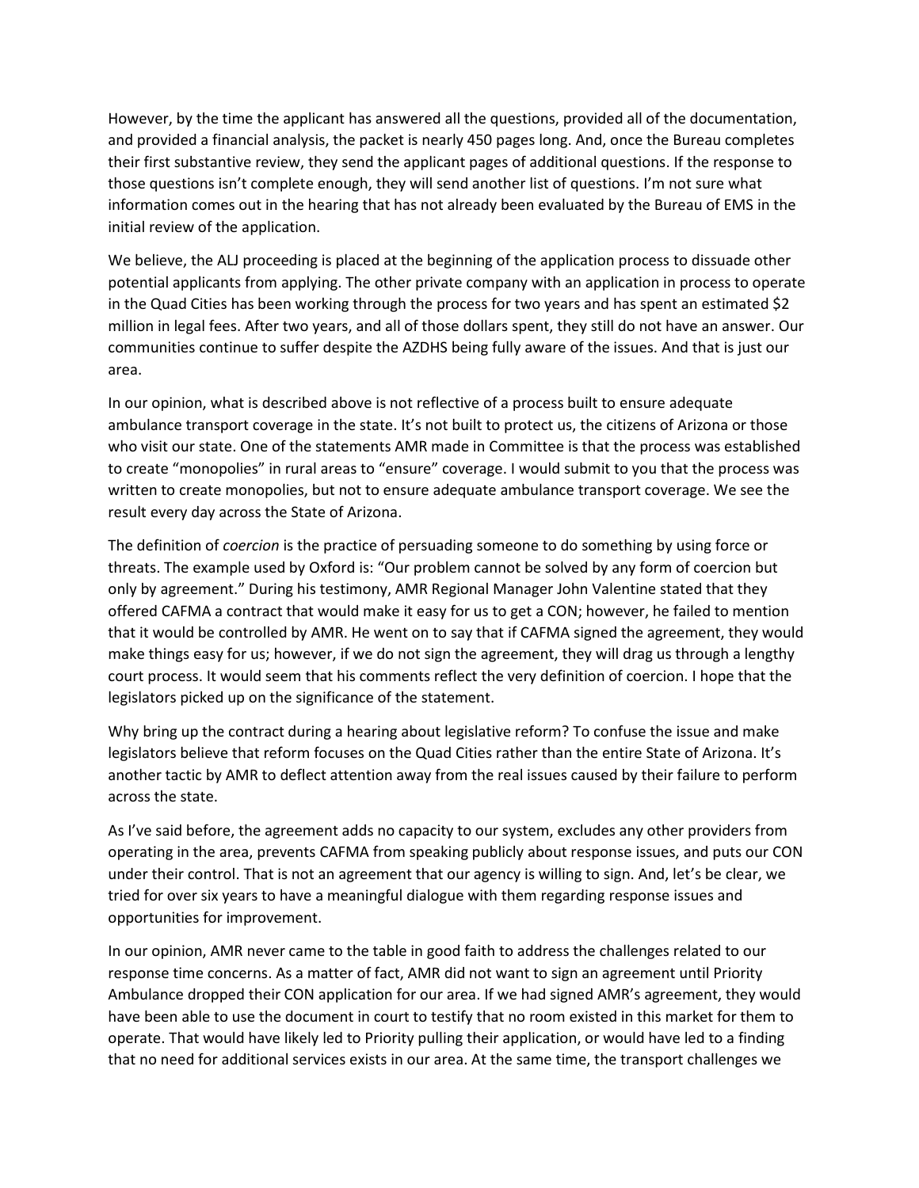However, by the time the applicant has answered all the questions, provided all of the documentation, and provided a financial analysis, the packet is nearly 450 pages long. And, once the Bureau completes their first substantive review, they send the applicant pages of additional questions. If the response to those questions isn't complete enough, they will send another list of questions. I'm not sure what information comes out in the hearing that has not already been evaluated by the Bureau of EMS in the initial review of the application.

We believe, the ALJ proceeding is placed at the beginning of the application process to dissuade other potential applicants from applying. The other private company with an application in process to operate in the Quad Cities has been working through the process for two years and has spent an estimated $2 million in legal fees. After two years, and all of those dollars spent, they still do not have an answer. Our communities continue to suffer despite the AZDHS being fully aware of the issues. And that is just our area.

In our opinion, what is described above is not reflective of a process built to ensure adequate ambulance transport coverage in the state. It's not built to protect us, the citizens of Arizona or those who visit our state. One of the statements AMR made in Committee is that the process was established to create "monopolies" in rural areas to "ensure" coverage. I would submit to you that the process was written to create monopolies, but not to ensure adequate ambulance transport coverage. We see the result every day across the State of Arizona.

The definition of *coercion* is the practice of persuading someone to do something by using force or threats. The example used by Oxford is: "Our problem cannot be solved by any form of coercion but only by agreement." During his testimony, AMR Regional Manager John Valentine stated that they offered CAFMA a contract that would make it easy for us to get a CON; however, he failed to mention that it would be controlled by AMR. He went on to say that if CAFMA signed the agreement, they would make things easy for us; however, if we do not sign the agreement, they will drag us through a lengthy court process. It would seem that his comments reflect the very definition of coercion. I hope that the legislators picked up on the significance of the statement.

Why bring up the contract during a hearing about legislative reform? To confuse the issue and make legislators believe that reform focuses on the Quad Cities rather than the entire State of Arizona. It's another tactic by AMR to deflect attention away from the real issues caused by their failure to perform across the state.

As I've said before, the agreement adds no capacity to our system, excludes any other providers from operating in the area, prevents CAFMA from speaking publicly about response issues, and puts our CON under their control. That is not an agreement that our agency is willing to sign. And, let's be clear, we tried for over six years to have a meaningful dialogue with them regarding response issues and opportunities for improvement.

In our opinion, AMR never came to the table in good faith to address the challenges related to our response time concerns. As a matter of fact, AMR did not want to sign an agreement until Priority Ambulance dropped their CON application for our area. If we had signed AMR's agreement, they would have been able to use the document in court to testify that no room existed in this market for them to operate. That would have likely led to Priority pulling their application, or would have led to a finding that no need for additional services exists in our area. At the same time, the transport challenges we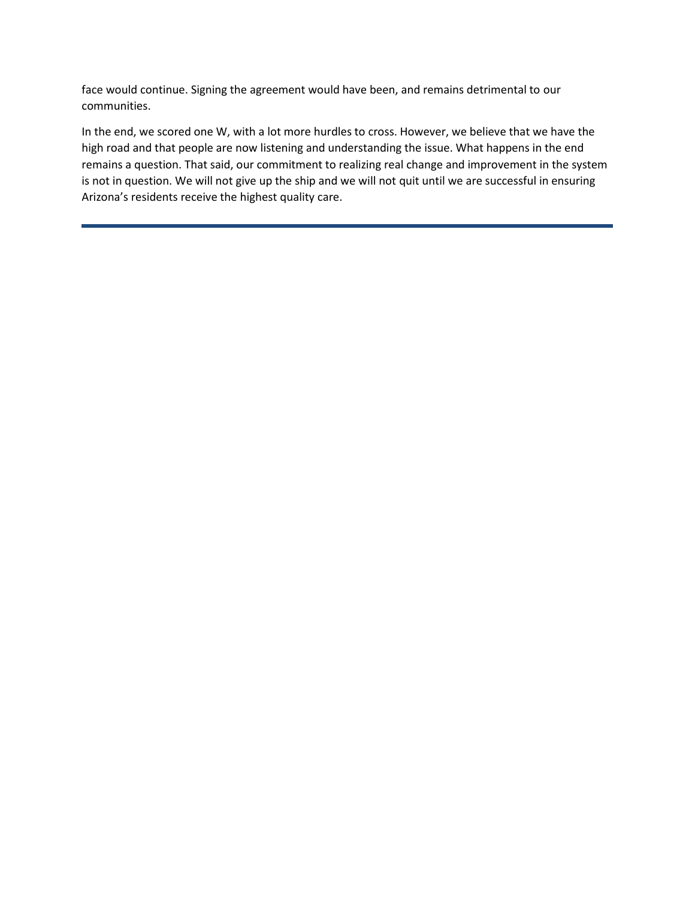face would continue. Signing the agreement would have been, and remains detrimental to our communities.

In the end, we scored one W, with a lot more hurdles to cross. However, we believe that we have the high road and that people are now listening and understanding the issue. What happens in the end remains a question. That said, our commitment to realizing real change and improvement in the system is not in question. We will not give up the ship and we will not quit until we are successful in ensuring Arizona's residents receive the highest quality care.